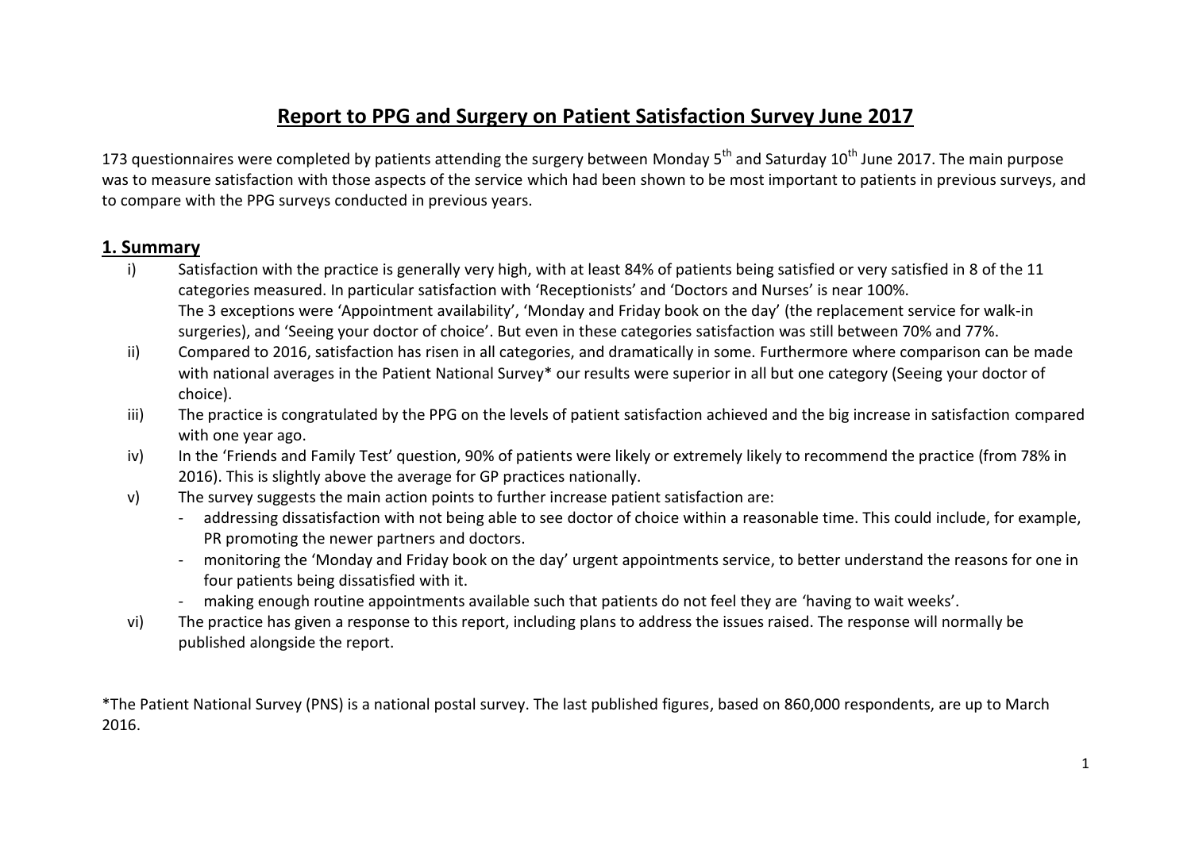# Report to PPG and Surgery on Patient Satisfaction Survey June 2017

173 questionnaires were completed by patients attending the surgery between Monday 5th and Saturday 10th June 2017. The main purpose was to measure satisfaction with those aspects of the service which had been shown to be most important to patients in previous surveys, and to compare with the PPG surveys conducted in previous years.

## 1. Summary

i) Satisfaction with the practice is generally very high, with at least 84% of patients being satisfied or very satisfied in 8 of the 11 categories measured. In particular satisfaction with 'Receptionists' and 'Doctors and Nurses' is near 100%.
The 3 exceptions were 'Appointment availability', 'Monday and Friday book on the day' (the replacement service for walk-in surgeries), and 'Seeing your doctor of choice'. But even in these categories satisfaction was still between 70% and 77%.

ii) Compared to 2016, satisfaction has risen in all categories, and dramatically in some. Furthermore where comparison can be made with national averages in the Patient National Survey* our results were superior in all but one category (Seeing your doctor of choice).

iii) The practice is congratulated by the PPG on the levels of patient satisfaction achieved and the big increase in satisfaction compared with one year ago.

iv) In the 'Friends and Family Test' question, 90% of patients were likely or extremely likely to recommend the practice (from 78% in 2016). This is slightly above the average for GP practices nationally.

v) The survey suggests the main action points to further increase patient satisfaction are:
   - addressing dissatisfaction with not being able to see doctor of choice within a reasonable time. This could include, for example, PR promoting the newer partners and doctors.
   - monitoring the 'Monday and Friday book on the day' urgent appointments service, to better understand the reasons for one in four patients being dissatisfied with it.
   - making enough routine appointments available such that patients do not feel they are 'having to wait weeks'.

vi) The practice has given a response to this report, including plans to address the issues raised. The response will normally be published alongside the report.

*The Patient National Survey (PNS) is a national postal survey. The last published figures, based on 860,000 respondents, are up to March 2016.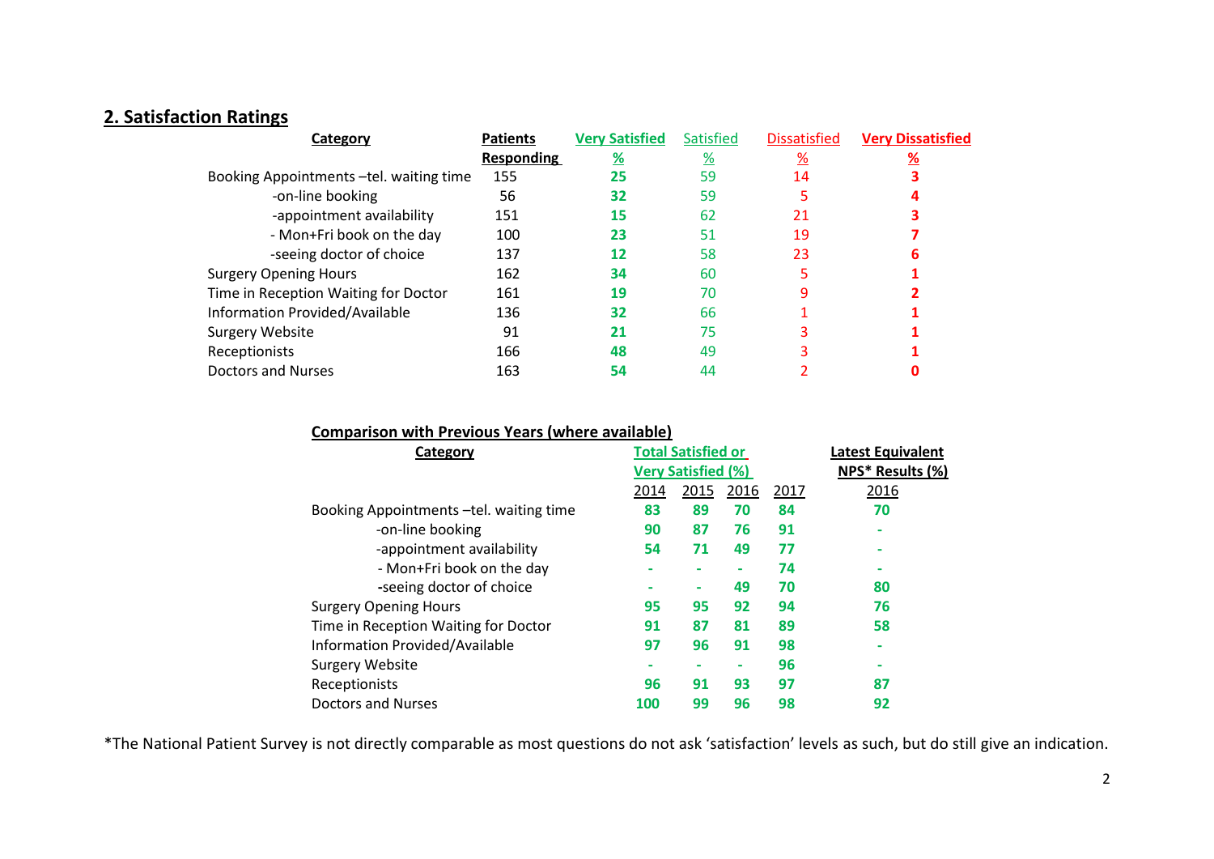## 2. Satisfaction Ratings

| Category | Patients Responding | Very Satisfied % | Satisfied % | Dissatisfied % | Very Dissatisfied % |
|---|---|---|---|---|---|
| Booking Appointments –tel. waiting time | 155 | **25** | 59 | 14 | **3** |
| -on-line booking | 56 | **32** | 59 | 5 | **4** |
| -appointment availability | 151 | **15** | 62 | 21 | **3** |
| - Mon+Fri book on the day | 100 | **23** | 51 | 19 | **7** |
| -seeing doctor of choice | 137 | **12** | 58 | 23 | **6** |
| Surgery Opening Hours | 162 | **34** | 60 | 5 | **1** |
| Time in Reception Waiting for Doctor | 161 | **19** | 70 | 9 | **2** |
| Information Provided/Available | 136 | **32** | 66 | 1 | **1** |
| Surgery Website | 91 | **21** | 75 | 3 | **1** |
| Receptionists | 166 | **48** | 49 | 3 | **1** |
| Doctors and Nurses | 163 | **54** | 44 | 2 | **0** |

### Comparison with Previous Years (where available)

| Category | Total Satisfied or Very Satisfied (%) | | | | Latest Equivalent NPS* Results (%) |
|---|---|---|---|---|---|
| | 2014 | 2015 | 2016 | 2017 | 2016 |
| Booking Appointments –tel. waiting time | **83** | **89** | **70** | **84** | **70** |
| -on-line booking | **90** | **87** | **76** | **91** | - |
| -appointment availability | **54** | **71** | **49** | **77** | - |
| - Mon+Fri book on the day | - | - | - | **74** | - |
| -seeing doctor of choice | - | - | **49** | **70** | **80** |
| Surgery Opening Hours | **95** | **95** | **92** | **94** | **76** |
| Time in Reception Waiting for Doctor | **91** | **87** | **81** | **89** | **58** |
| Information Provided/Available | **97** | **96** | **91** | **98** | - |
| Surgery Website | - | - | - | **96** | - |
| Receptionists | **96** | **91** | **93** | **97** | **87** |
| Doctors and Nurses | **100** | **99** | **96** | **98** | **92** |

*The National Patient Survey is not directly comparable as most questions do not ask 'satisfaction' levels as such, but do still give an indication.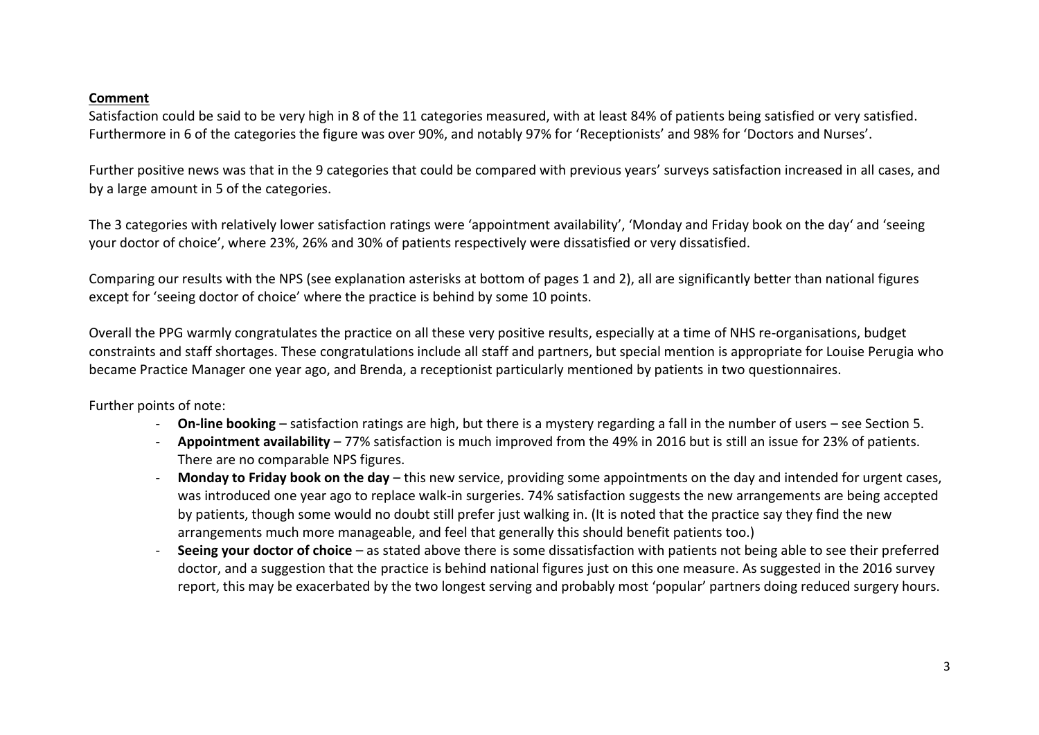**Comment**

Satisfaction could be said to be very high in 8 of the 11 categories measured, with at least 84% of patients being satisfied or very satisfied. Furthermore in 6 of the categories the figure was over 90%, and notably 97% for 'Receptionists' and 98% for 'Doctors and Nurses'.

Further positive news was that in the 9 categories that could be compared with previous years' surveys satisfaction increased in all cases, and by a large amount in 5 of the categories.

The 3 categories with relatively lower satisfaction ratings were 'appointment availability', 'Monday and Friday book on the day' and 'seeing your doctor of choice', where 23%, 26% and 30% of patients respectively were dissatisfied or very dissatisfied.

Comparing our results with the NPS (see explanation asterisks at bottom of pages 1 and 2), all are significantly better than national figures except for 'seeing doctor of choice' where the practice is behind by some 10 points.

Overall the PPG warmly congratulates the practice on all these very positive results, especially at a time of NHS re-organisations, budget constraints and staff shortages. These congratulations include all staff and partners, but special mention is appropriate for Louise Perugia who became Practice Manager one year ago, and Brenda, a receptionist particularly mentioned by patients in two questionnaires.

Further points of note:

- **On-line booking** – satisfaction ratings are high, but there is a mystery regarding a fall in the number of users – see Section 5.
- **Appointment availability** – 77% satisfaction is much improved from the 49% in 2016 but is still an issue for 23% of patients. There are no comparable NPS figures.
- **Monday to Friday book on the day** – this new service, providing some appointments on the day and intended for urgent cases, was introduced one year ago to replace walk-in surgeries. 74% satisfaction suggests the new arrangements are being accepted by patients, though some would no doubt still prefer just walking in. (It is noted that the practice say they find the new arrangements much more manageable, and feel that generally this should benefit patients too.)
- **Seeing your doctor of choice** – as stated above there is some dissatisfaction with patients not being able to see their preferred doctor, and a suggestion that the practice is behind national figures just on this one measure. As suggested in the 2016 survey report, this may be exacerbated by the two longest serving and probably most 'popular' partners doing reduced surgery hours.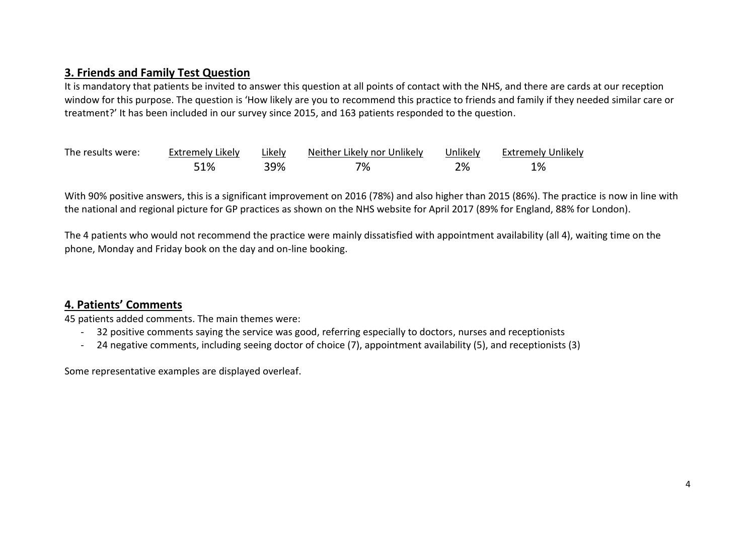## 3. Friends and Family Test Question

It is mandatory that patients be invited to answer this question at all points of contact with the NHS, and there are cards at our reception window for this purpose. The question is 'How likely are you to recommend this practice to friends and family if they needed similar care or treatment?' It has been included in our survey since 2015, and 163 patients responded to the question.

| The results were: | Extremely Likely | Likely | Neither Likely nor Unlikely | Unlikely | Extremely Unlikely |
|---|---|---|---|---|---|
| | 51% | 39% | 7% | 2% | 1% |

With 90% positive answers, this is a significant improvement on 2016 (78%) and also higher than 2015 (86%). The practice is now in line with the national and regional picture for GP practices as shown on the NHS website for April 2017 (89% for England, 88% for London).

The 4 patients who would not recommend the practice were mainly dissatisfied with appointment availability (all 4), waiting time on the phone, Monday and Friday book on the day and on-line booking.

## 4. Patients' Comments

45 patients added comments. The main themes were:

- 32 positive comments saying the service was good, referring especially to doctors, nurses and receptionists
- 24 negative comments, including seeing doctor of choice (7), appointment availability (5), and receptionists (3)

Some representative examples are displayed overleaf.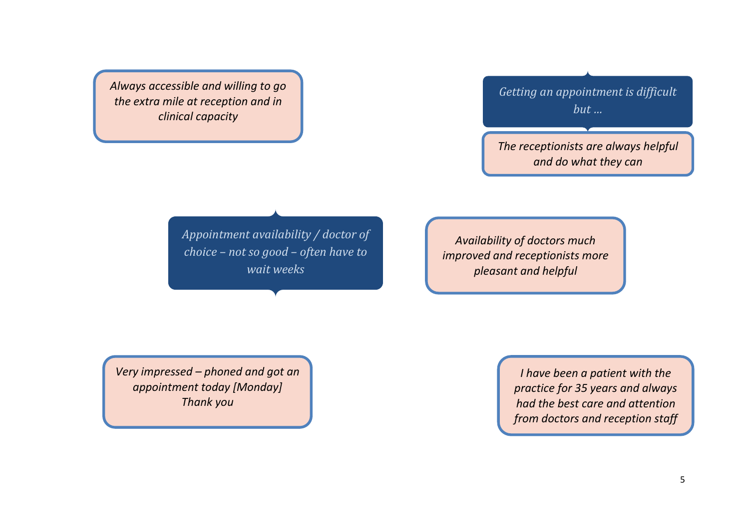*Always accessible and willing to go the extra mile at reception and in clinical capacity*

*Getting an appointment is difficult but …*

*The receptionists are always helpful and do what they can*

*Appointment availability / doctor of choice – not so good – often have to wait weeks*

*Availability of doctors much improved and receptionists more pleasant and helpful*

*Very impressed – phoned and got an appointment today [Monday] Thank you*

*I have been a patient with the practice for 35 years and always had the best care and attention from doctors and reception staff*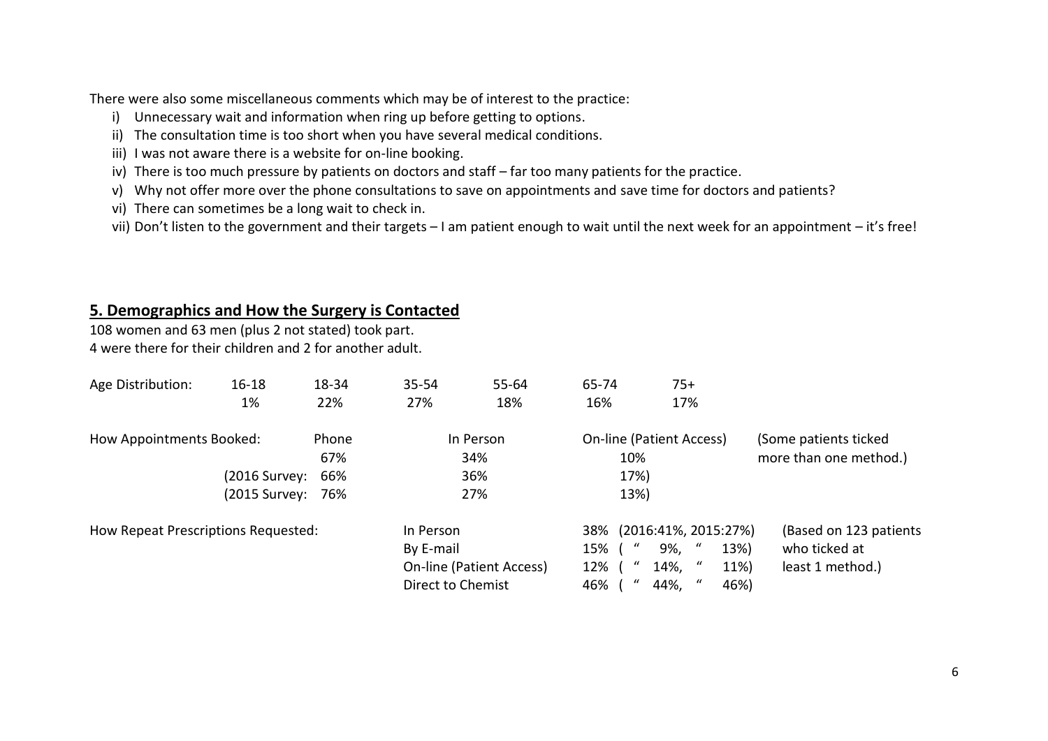There were also some miscellaneous comments which may be of interest to the practice:

i) Unnecessary wait and information when ring up before getting to options.
ii) The consultation time is too short when you have several medical conditions.
iii) I was not aware there is a website for on-line booking.
iv) There is too much pressure by patients on doctors and staff – far too many patients for the practice.
v) Why not offer more over the phone consultations to save on appointments and save time for doctors and patients?
vi) There can sometimes be a long wait to check in.
vii) Don't listen to the government and their targets – I am patient enough to wait until the next week for an appointment – it's free!

## 5. Demographics and How the Surgery is Contacted

108 women and 63 men (plus 2 not stated) took part.
4 were there for their children and 2 for another adult.

| Age Distribution: | 16-18 | 18-34 | 35-54 | 55-64 | 65-74 | 75+ |
|---|---|---|---|---|---|---|
| | 1% | 22% | 27% | 18% | 16% | 17% |

| How Appointments Booked: | Phone | In Person | On-line (Patient Access) | (Some patients ticked more than one method.) |
|---|---|---|---|---|
| | 67% | 34% | 10% | |
| (2016 Survey: | 66% | 36% | 17%) | |
| (2015 Survey: | 76% | 27% | 13%) | |

| How Repeat Prescriptions Requested: | | | |
|---|---|---|---|
| In Person | 38% | (2016:41%, 2015:27%) | (Based on 123 patients who ticked at least 1 method.) |
| By E-mail | 15% | ( " 9%, " 13%) | |
| On-line (Patient Access) | 12% | ( " 14%, " 11%) | |
| Direct to Chemist | 46% | ( " 44%, " 46%) | |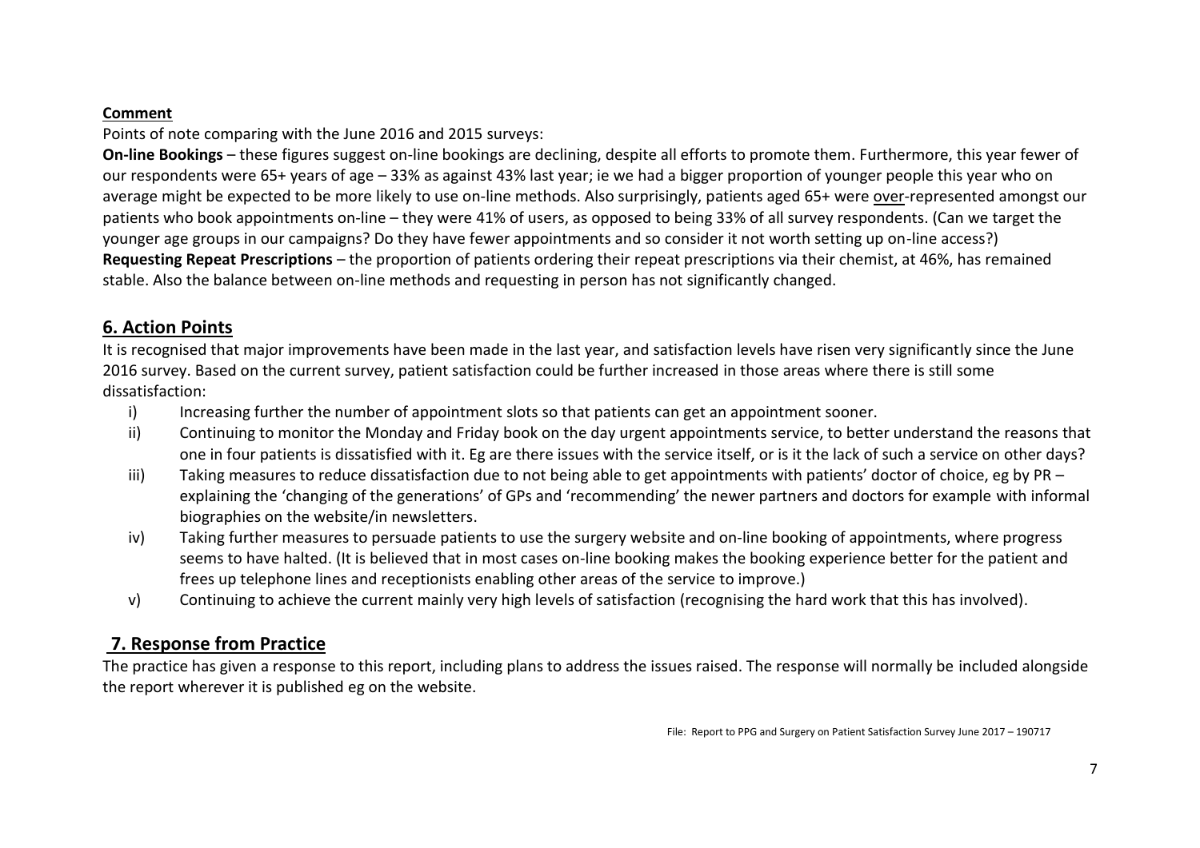**Comment**

Points of note comparing with the June 2016 and 2015 surveys:

**On-line Bookings** – these figures suggest on-line bookings are declining, despite all efforts to promote them. Furthermore, this year fewer of our respondents were 65+ years of age – 33% as against 43% last year; ie we had a bigger proportion of younger people this year who on average might be expected to be more likely to use on-line methods. Also surprisingly, patients aged 65+ were over-represented amongst our patients who book appointments on-line – they were 41% of users, as opposed to being 33% of all survey respondents. (Can we target the younger age groups in our campaigns? Do they have fewer appointments and so consider it not worth setting up on-line access?)

**Requesting Repeat Prescriptions** – the proportion of patients ordering their repeat prescriptions via their chemist, at 46%, has remained stable. Also the balance between on-line methods and requesting in person has not significantly changed.

## 6. Action Points

It is recognised that major improvements have been made in the last year, and satisfaction levels have risen very significantly since the June 2016 survey. Based on the current survey, patient satisfaction could be further increased in those areas where there is still some dissatisfaction:

i) Increasing further the number of appointment slots so that patients can get an appointment sooner.

ii) Continuing to monitor the Monday and Friday book on the day urgent appointments service, to better understand the reasons that one in four patients is dissatisfied with it. Eg are there issues with the service itself, or is it the lack of such a service on other days?

iii) Taking measures to reduce dissatisfaction due to not being able to get appointments with patients' doctor of choice, eg by PR – explaining the 'changing of the generations' of GPs and 'recommending' the newer partners and doctors for example with informal biographies on the website/in newsletters.

iv) Taking further measures to persuade patients to use the surgery website and on-line booking of appointments, where progress seems to have halted. (It is believed that in most cases on-line booking makes the booking experience better for the patient and frees up telephone lines and receptionists enabling other areas of the service to improve.)

v) Continuing to achieve the current mainly very high levels of satisfaction (recognising the hard work that this has involved).

## 7. Response from Practice

The practice has given a response to this report, including plans to address the issues raised. The response will normally be included alongside the report wherever it is published eg on the website.

File: Report to PPG and Surgery on Patient Satisfaction Survey June 2017 – 190717